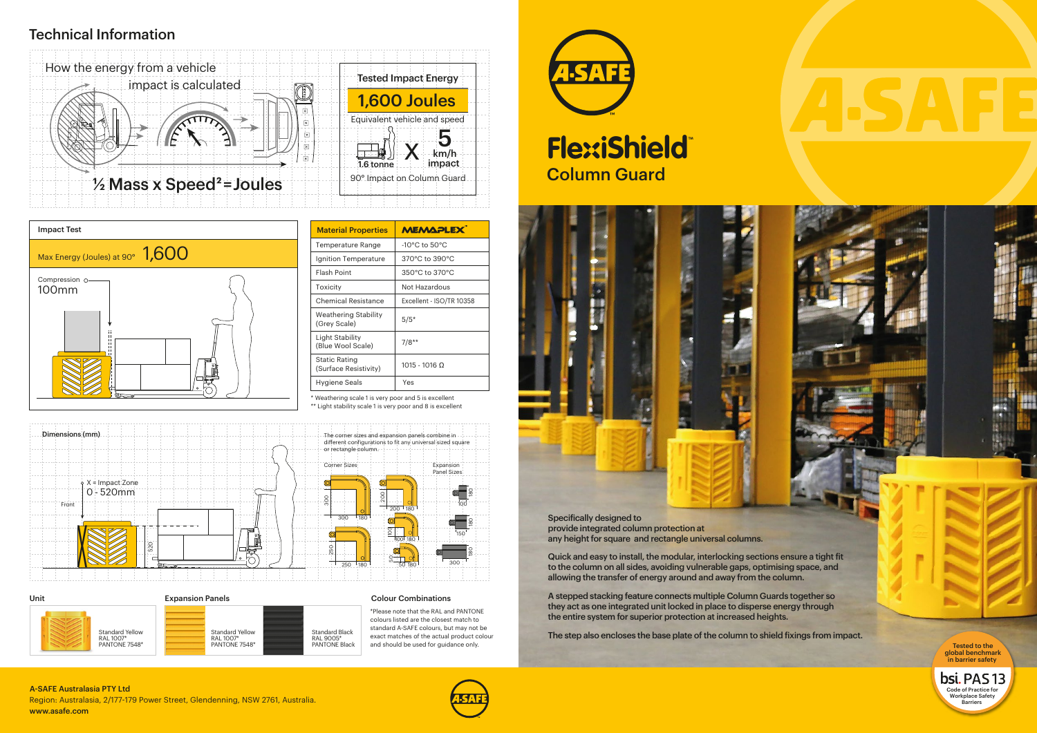## Technical Information

How the energy from a vehicle impact is calculated

½ Mass x Speed² = Joules

**Tested Impact Energy**

**1,600 Joules**

Equivalent vehicle and speed

1.6 tonne X 5 km/h impact

90° Impact on Column Guard

| Impact Test | |
|---|---|
| Max Energy (Joules) at 90° | 1,600 |
| Compression | 100mm |

| Material Properties | MEMAPLEX™ |
|---|---|
| Temperature Range | -10°C to 50°C |
| Ignition Temperature | 370°C to 390°C |
| Flash Point | 350°C to 370°C |
| Toxicity | Not Hazardous |
| Chemical Resistance | Excellent - ISO/TR 10358 |
| Weathering Stability (Grey Scale) | 5/5* |
| Light Stability (Blue Wool Scale) | 7/8** |
| Static Rating (Surface Resistivity) | 1015 - 1016 Ω |
| Hygiene Seals | Yes |

\* Weathering scale 1 is very poor and 5 is excellent
\** Light stability scale 1 is very poor and 8 is excellent

### Dimensions (mm)

X = Impact Zone 0 - 520mm

Front

520

The corner sizes and expansion panels combine in different configurations to fit any universal sized square or rectangle column.

Corner Sizes: 300 × 300 (180); 200 × 200 (180); 250 × 250 (180); 100 × 100 (180); 50 × 50 (180)

Expansion Panel Sizes: 100 (180); 150 (180); 300 (180)

### Unit

Standard Yellow
RAL 1007*
PANTONE 7548*

### Expansion Panels

Standard Yellow
RAL 1007*
PANTONE 7548*

Standard Black
RAL 9005*
PANTONE Black

### Colour Combinations

*Please note that the RAL and PANTONE colours listed are the closest match to standard A-SAFE colours, but may not be exact matches of the actual product colour and should be used for guidance only.

# A-SAFE

# FlexiShield™ Column Guard

Specifically designed to provide integrated column protection at any height for square and rectangle universal columns.

Quick and easy to install, the modular, interlocking sections ensure a tight fit to the column on all sides, avoiding vulnerable gaps, optimising space, and allowing the transfer of energy around and away from the column.

A stepped stacking feature connects multiple Column Guards together so they act as one integrated unit locked in place to disperse energy through the entire system for superior protection at increased heights.

The step also encloses the base plate of the column to shield fixings from impact.

Tested to the global benchmark in barrier safety

bsi. PAS 13 Code of Practice for Workplace Safety Barriers

**A-SAFE Australasia PTY Ltd**
Region: Australasia, 2/177-179 Power Street, Glendenning, NSW 2761, Australia.
**www.asafe.com**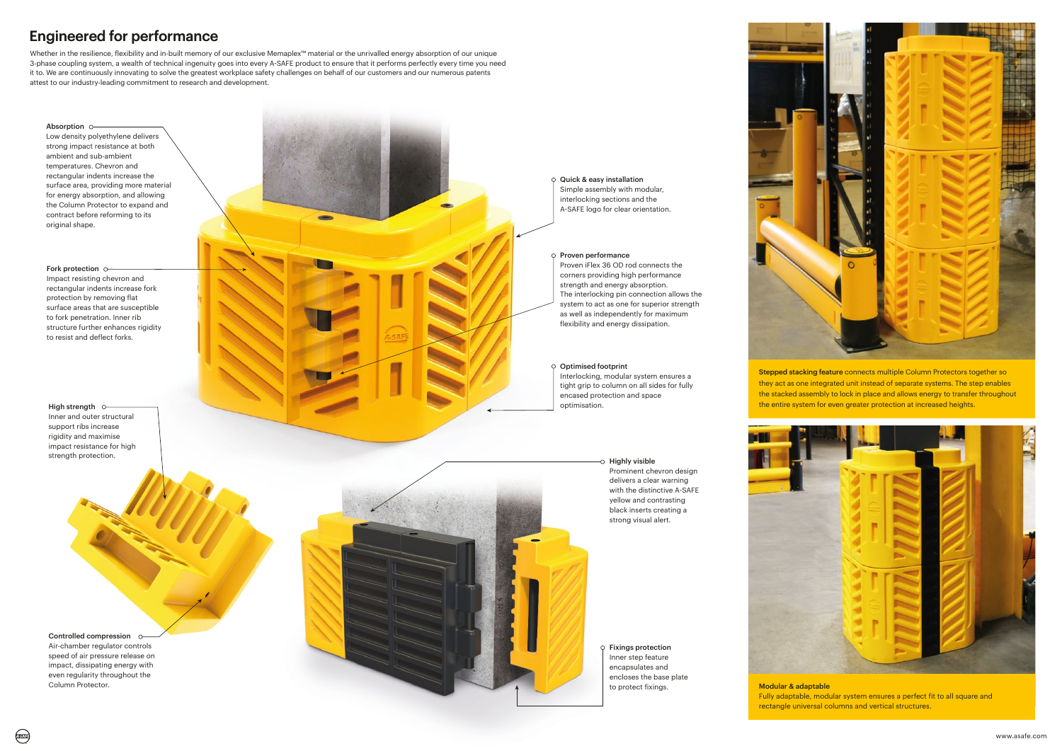## Engineered for performance

Whether in the resilience, flexibility and in-built memory of our exclusive Memaplex™ material or the unrivalled energy absorption of our unique 3-phase coupling system, a wealth of technical ingenuity goes into every A-SAFE product to ensure that it performs perfectly every time you need it to. We are continuously innovating to solve the greatest workplace safety challenges on behalf of our customers and our numerous patents attest to our industry-leading commitment to research and development.

**Absorption**
Low density polyethylene delivers strong impact resistance at both ambient and sub-ambient temperatures. Chevron and rectangular indents increase the surface area, providing more material for energy absorption, and allowing the Column Protector to expand and contract before reforming to its original shape.

**Fork protection**
Impact resisting chevron and rectangular indents increase fork protection by removing flat surface areas that are susceptible to fork penetration. Inner rib structure further enhances rigidity to resist and deflect forks.

**High strength**
Inner and outer structural support ribs increase rigidity and maximise impact resistance for high strength protection.

**Controlled compression**
Air-chamber regulator controls speed of air pressure release on impact, dissipating energy with even regularity throughout the Column Protector.

**Quick & easy installation**
Simple assembly with modular, interlocking sections and the A-SAFE logo for clear orientation.

**Proven performance**
Proven iFlex 36 OD rod connects the corners providing high performance strength and energy absorption. The interlocking pin connection allows the system to act as one for superior strength as well as independently for maximum flexibility and energy dissipation.

**Optimised footprint**
Interlocking, modular system ensures a tight grip to column on all sides for fully encased protection and space optimisation.

**Highly visible**
Prominent chevron design delivers a clear warning with the distinctive A-SAFE yellow and contrasting black inserts creating a strong visual alert.

**Fixings protection**
Inner step feature encapsulates and encloses the base plate to protect fixings.

**Stepped stacking feature** connects multiple Column Protectors together so they act as one integrated unit instead of separate systems. The step enables the stacked assembly to lock in place and allows energy to transfer throughout the entire system for even greater protection at increased heights.

**Modular & adaptable**
Fully adaptable, modular system ensures a perfect fit to all square and rectangle universal columns and vertical structures.

www.asafe.com